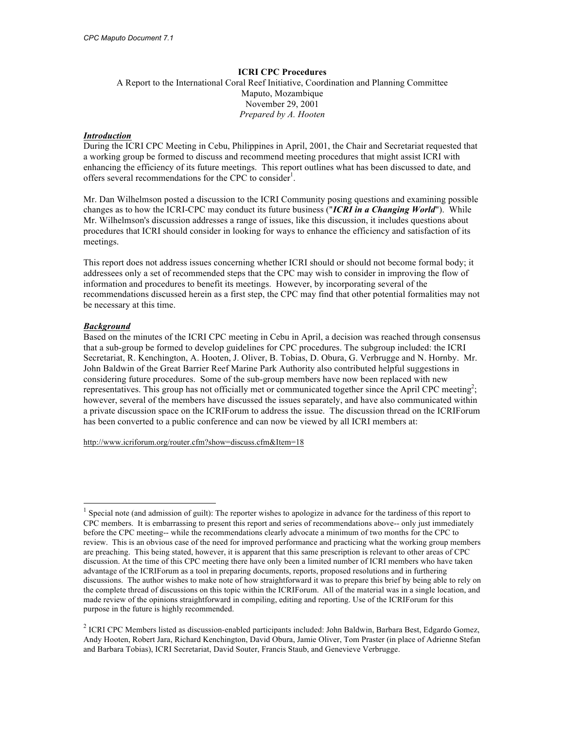CPC Maputo Document 7.1

**ICRI CPC Procedures**

A Report to the International Coral Reef Initiative, Coordination and Planning Committee
Maputo, Mozambique
November 29, 2001
*Prepared by A. Hooten*

***Introduction***

During the ICRI CPC Meeting in Cebu, Philippines in April, 2001, the Chair and Secretariat requested that a working group be formed to discuss and recommend meeting procedures that might assist ICRI with enhancing the efficiency of its future meetings. This report outlines what has been discussed to date, and offers several recommendations for the CPC to consider[1].

Mr. Dan Wilhelmson posted a discussion to the ICRI Community posing questions and examining possible changes as to how the ICRI-CPC may conduct its future business ("***ICRI in a Changing World***"). While Mr. Wilhelmson's discussion addresses a range of issues, like this discussion, it includes questions about procedures that ICRI should consider in looking for ways to enhance the efficiency and satisfaction of its meetings.

This report does not address issues concerning whether ICRI should or should not become formal body; it addressees only a set of recommended steps that the CPC may wish to consider in improving the flow of information and procedures to benefit its meetings. However, by incorporating several of the recommendations discussed herein as a first step, the CPC may find that other potential formalities may not be necessary at this time.

***Background***

Based on the minutes of the ICRI CPC meeting in Cebu in April, a decision was reached through consensus that a sub-group be formed to develop guidelines for CPC procedures. The subgroup included: the ICRI Secretariat, R. Kenchington, A. Hooten, J. Oliver, B. Tobias, D. Obura, G. Verbrugge and N. Hornby. Mr. John Baldwin of the Great Barrier Reef Marine Park Authority also contributed helpful suggestions in considering future procedures. Some of the sub-group members have now been replaced with new representatives. This group has not officially met or communicated together since the April CPC meeting[2]; however, several of the members have discussed the issues separately, and have also communicated within a private discussion space on the ICRIForum to address the issue. The discussion thread on the ICRIForum has been converted to a public conference and can now be viewed by all ICRI members at:

http://www.icriforum.org/router.cfm?show=discuss.cfm&Item=18

[1] Special note (and admission of guilt): The reporter wishes to apologize in advance for the tardiness of this report to CPC members. It is embarrassing to present this report and series of recommendations above-- only just immediately before the CPC meeting-- while the recommendations clearly advocate a minimum of two months for the CPC to review. This is an obvious case of the need for improved performance and practicing what the working group members are preaching. This being stated, however, it is apparent that this same prescription is relevant to other areas of CPC discussion. At the time of this CPC meeting there have only been a limited number of ICRI members who have taken advantage of the ICRIForum as a tool in preparing documents, reports, proposed resolutions and in furthering discussions. The author wishes to make note of how straightforward it was to prepare this brief by being able to rely on the complete thread of discussions on this topic within the ICRIForum. All of the material was in a single location, and made review of the opinions straightforward in compiling, editing and reporting. Use of the ICRIForum for this purpose in the future is highly recommended.

[2] ICRI CPC Members listed as discussion-enabled participants included: John Baldwin, Barbara Best, Edgardo Gomez, Andy Hooten, Robert Jara, Richard Kenchington, David Obura, Jamie Oliver, Tom Praster (in place of Adrienne Stefan and Barbara Tobias), ICRI Secretariat, David Souter, Francis Staub, and Genevieve Verbrugge.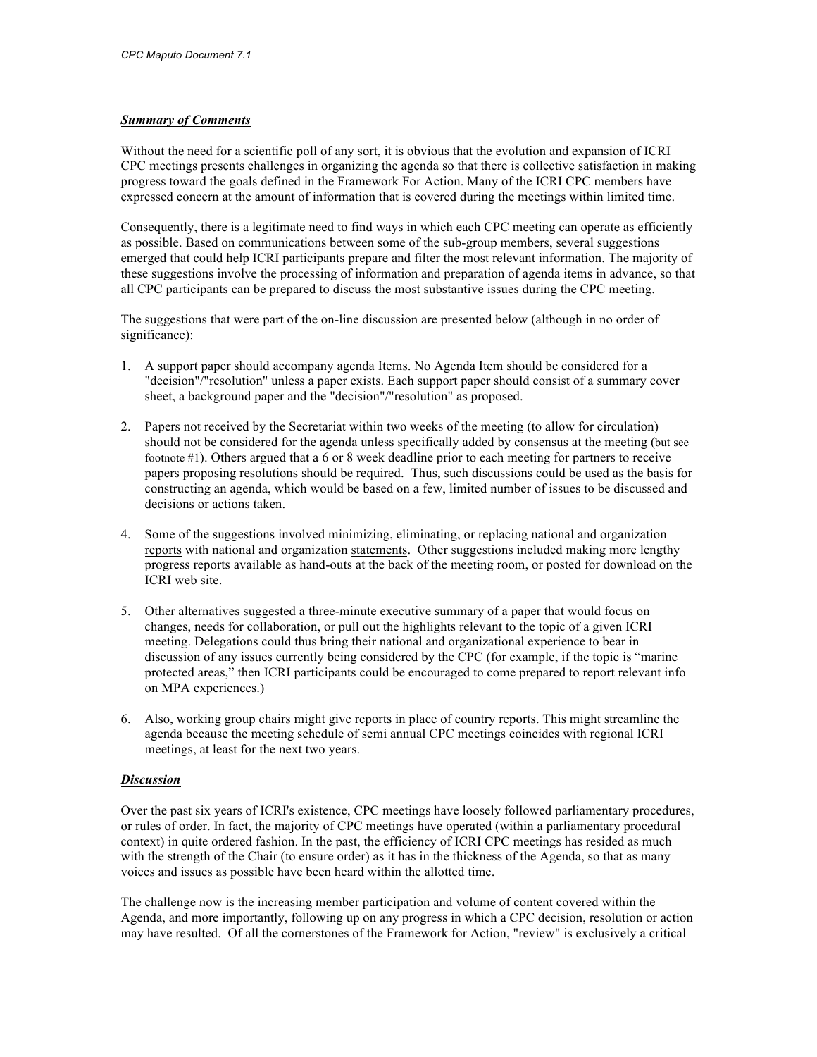### ***Summary of Comments***

Without the need for a scientific poll of any sort, it is obvious that the evolution and expansion of ICRI CPC meetings presents challenges in organizing the agenda so that there is collective satisfaction in making progress toward the goals defined in the Framework For Action. Many of the ICRI CPC members have expressed concern at the amount of information that is covered during the meetings within limited time.

Consequently, there is a legitimate need to find ways in which each CPC meeting can operate as efficiently as possible. Based on communications between some of the sub-group members, several suggestions emerged that could help ICRI participants prepare and filter the most relevant information. The majority of these suggestions involve the processing of information and preparation of agenda items in advance, so that all CPC participants can be prepared to discuss the most substantive issues during the CPC meeting.

The suggestions that were part of the on-line discussion are presented below (although in no order of significance):

1. A support paper should accompany agenda Items. No Agenda Item should be considered for a "decision"/"resolution" unless a paper exists. Each support paper should consist of a summary cover sheet, a background paper and the "decision"/"resolution" as proposed.

2. Papers not received by the Secretariat within two weeks of the meeting (to allow for circulation) should not be considered for the agenda unless specifically added by consensus at the meeting (but see footnote #1). Others argued that a 6 or 8 week deadline prior to each meeting for partners to receive papers proposing resolutions should be required. Thus, such discussions could be used as the basis for constructing an agenda, which would be based on a few, limited number of issues to be discussed and decisions or actions taken.

4. Some of the suggestions involved minimizing, eliminating, or replacing national and organization <u>reports</u> with national and organization <u>statements</u>. Other suggestions included making more lengthy progress reports available as hand-outs at the back of the meeting room, or posted for download on the ICRI web site.

5. Other alternatives suggested a three-minute executive summary of a paper that would focus on changes, needs for collaboration, or pull out the highlights relevant to the topic of a given ICRI meeting. Delegations could thus bring their national and organizational experience to bear in discussion of any issues currently being considered by the CPC (for example, if the topic is "marine protected areas," then ICRI participants could be encouraged to come prepared to report relevant info on MPA experiences.)

6. Also, working group chairs might give reports in place of country reports. This might streamline the agenda because the meeting schedule of semi annual CPC meetings coincides with regional ICRI meetings, at least for the next two years.

### ***Discussion***

Over the past six years of ICRI's existence, CPC meetings have loosely followed parliamentary procedures, or rules of order. In fact, the majority of CPC meetings have operated (within a parliamentary procedural context) in quite ordered fashion. In the past, the efficiency of ICRI CPC meetings has resided as much with the strength of the Chair (to ensure order) as it has in the thickness of the Agenda, so that as many voices and issues as possible have been heard within the allotted time.

The challenge now is the increasing member participation and volume of content covered within the Agenda, and more importantly, following up on any progress in which a CPC decision, resolution or action may have resulted. Of all the cornerstones of the Framework for Action, "review" is exclusively a critical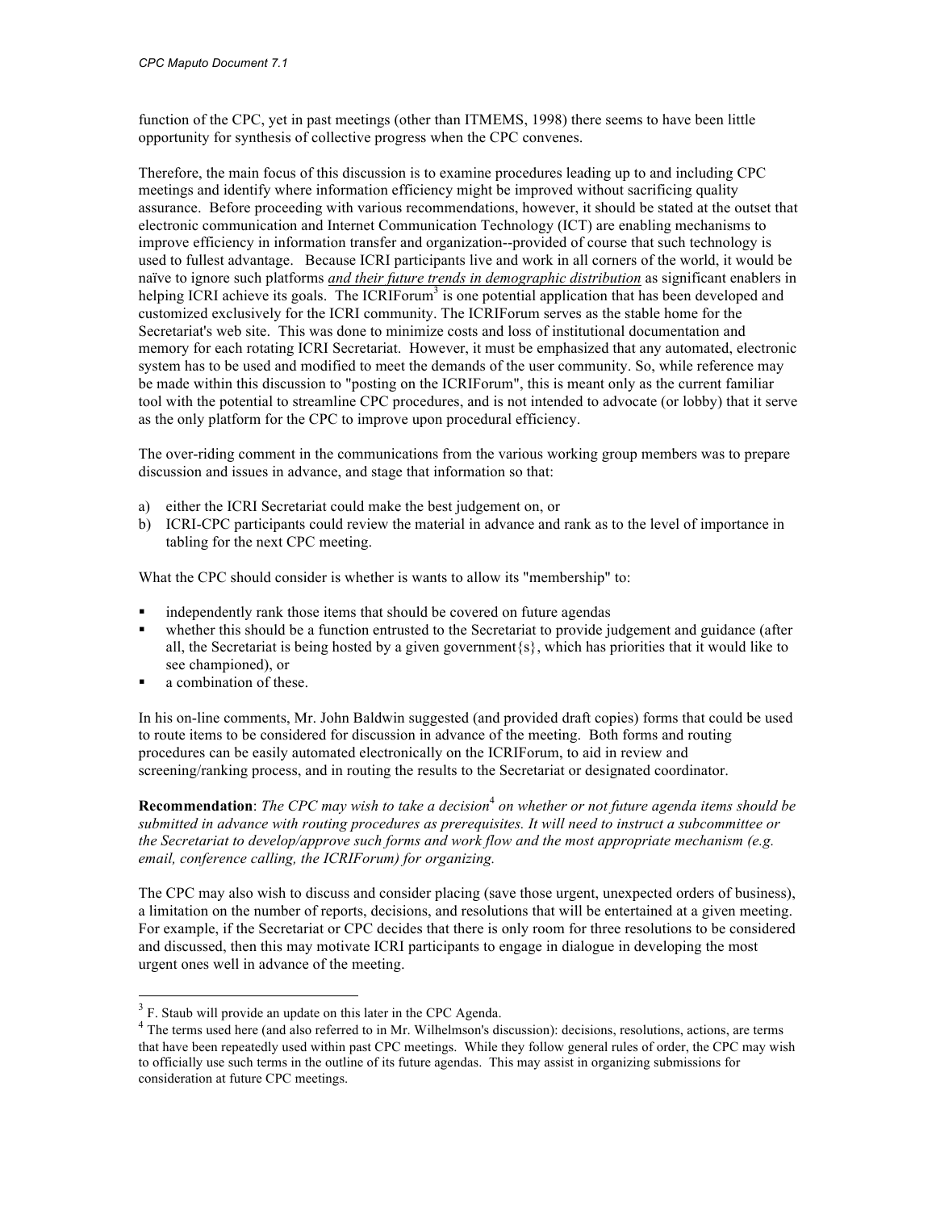function of the CPC, yet in past meetings (other than ITMEMS, 1998) there seems to have been little opportunity for synthesis of collective progress when the CPC convenes.

Therefore, the main focus of this discussion is to examine procedures leading up to and including CPC meetings and identify where information efficiency might be improved without sacrificing quality assurance. Before proceeding with various recommendations, however, it should be stated at the outset that electronic communication and Internet Communication Technology (ICT) are enabling mechanisms to improve efficiency in information transfer and organization--provided of course that such technology is used to fullest advantage. Because ICRI participants live and work in all corners of the world, it would be naïve to ignore such platforms *and their future trends in demographic distribution* as significant enablers in helping ICRI achieve its goals. The ICRIForum[3] is one potential application that has been developed and customized exclusively for the ICRI community. The ICRIForum serves as the stable home for the Secretariat's web site. This was done to minimize costs and loss of institutional documentation and memory for each rotating ICRI Secretariat. However, it must be emphasized that any automated, electronic system has to be used and modified to meet the demands of the user community. So, while reference may be made within this discussion to "posting on the ICRIForum", this is meant only as the current familiar tool with the potential to streamline CPC procedures, and is not intended to advocate (or lobby) that it serve as the only platform for the CPC to improve upon procedural efficiency.

The over-riding comment in the communications from the various working group members was to prepare discussion and issues in advance, and stage that information so that:

a) either the ICRI Secretariat could make the best judgement on, or
b) ICRI-CPC participants could review the material in advance and rank as to the level of importance in tabling for the next CPC meeting.

What the CPC should consider is whether is wants to allow its "membership" to:

- independently rank those items that should be covered on future agendas
- whether this should be a function entrusted to the Secretariat to provide judgement and guidance (after all, the Secretariat is being hosted by a given government{s}, which has priorities that it would like to see championed), or
- a combination of these.

In his on-line comments, Mr. John Baldwin suggested (and provided draft copies) forms that could be used to route items to be considered for discussion in advance of the meeting. Both forms and routing procedures can be easily automated electronically on the ICRIForum, to aid in review and screening/ranking process, and in routing the results to the Secretariat or designated coordinator.

**Recommendation**: *The CPC may wish to take a decision*[4] *on whether or not future agenda items should be submitted in advance with routing procedures as prerequisites. It will need to instruct a subcommittee or the Secretariat to develop/approve such forms and work flow and the most appropriate mechanism (e.g. email, conference calling, the ICRIForum) for organizing.*

The CPC may also wish to discuss and consider placing (save those urgent, unexpected orders of business), a limitation on the number of reports, decisions, and resolutions that will be entertained at a given meeting. For example, if the Secretariat or CPC decides that there is only room for three resolutions to be considered and discussed, then this may motivate ICRI participants to engage in dialogue in developing the most urgent ones well in advance of the meeting.

---

[3] F. Staub will provide an update on this later in the CPC Agenda.

[4] The terms used here (and also referred to in Mr. Wilhelmson's discussion): decisions, resolutions, actions, are terms that have been repeatedly used within past CPC meetings. While they follow general rules of order, the CPC may wish to officially use such terms in the outline of its future agendas. This may assist in organizing submissions for consideration at future CPC meetings.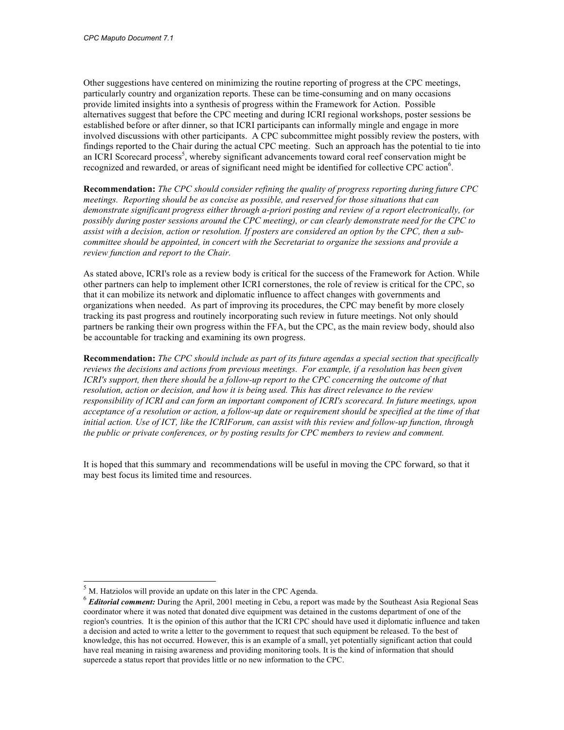Other suggestions have centered on minimizing the routine reporting of progress at the CPC meetings, particularly country and organization reports. These can be time-consuming and on many occasions provide limited insights into a synthesis of progress within the Framework for Action. Possible alternatives suggest that before the CPC meeting and during ICRI regional workshops, poster sessions be established before or after dinner, so that ICRI participants can informally mingle and engage in more involved discussions with other participants. A CPC subcommittee might possibly review the posters, with findings reported to the Chair during the actual CPC meeting. Such an approach has the potential to tie into an ICRI Scorecard process[5], whereby significant advancements toward coral reef conservation might be recognized and rewarded, or areas of significant need might be identified for collective CPC action[6].

**Recommendation:** *The CPC should consider refining the quality of progress reporting during future CPC meetings. Reporting should be as concise as possible, and reserved for those situations that can demonstrate significant progress either through a-priori posting and review of a report electronically, (or possibly during poster sessions around the CPC meeting), or can clearly demonstrate need for the CPC to assist with a decision, action or resolution. If posters are considered an option by the CPC, then a sub-committee should be appointed, in concert with the Secretariat to organize the sessions and provide a review function and report to the Chair.*

As stated above, ICRI's role as a review body is critical for the success of the Framework for Action. While other partners can help to implement other ICRI cornerstones, the role of review is critical for the CPC, so that it can mobilize its network and diplomatic influence to affect changes with governments and organizations when needed. As part of improving its procedures, the CPC may benefit by more closely tracking its past progress and routinely incorporating such review in future meetings. Not only should partners be ranking their own progress within the FFA, but the CPC, as the main review body, should also be accountable for tracking and examining its own progress.

**Recommendation:** *The CPC should include as part of its future agendas a special section that specifically reviews the decisions and actions from previous meetings. For example, if a resolution has been given ICRI's support, then there should be a follow-up report to the CPC concerning the outcome of that resolution, action or decision, and how it is being used. This has direct relevance to the review responsibility of ICRI and can form an important component of ICRI's scorecard. In future meetings, upon acceptance of a resolution or action, a follow-up date or requirement should be specified at the time of that initial action. Use of ICT, like the ICRIForum, can assist with this review and follow-up function, through the public or private conferences, or by posting results for CPC members to review and comment.*

It is hoped that this summary and recommendations will be useful in moving the CPC forward, so that it may best focus its limited time and resources.

---

[5] M. Hatziolos will provide an update on this later in the CPC Agenda.

[6] ***Editorial comment:*** During the April, 2001 meeting in Cebu, a report was made by the Southeast Asia Regional Seas coordinator where it was noted that donated dive equipment was detained in the customs department of one of the region's countries. It is the opinion of this author that the ICRI CPC should have used it diplomatic influence and taken a decision and acted to write a letter to the government to request that such equipment be released. To the best of knowledge, this has not occurred. However, this is an example of a small, yet potentially significant action that could have real meaning in raising awareness and providing monitoring tools. It is the kind of information that should supercede a status report that provides little or no new information to the CPC.